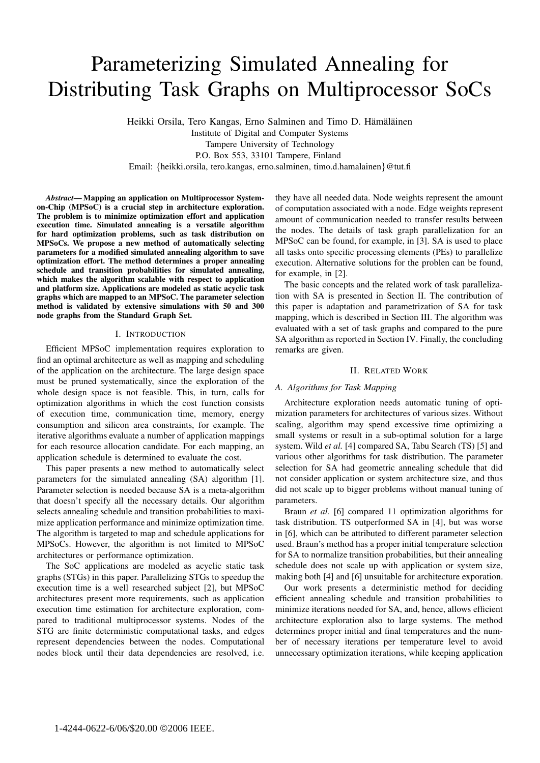# Parameterizing Simulated Annealing for Distributing Task Graphs on Multiprocessor SoCs

Heikki Orsila, Tero Kangas, Erno Salminen and Timo D. Hämäläinen
Institute of Digital and Computer Systems
Tampere University of Technology
P.O. Box 553, 33101 Tampere, Finland
Email: {heikki.orsila, tero.kangas, erno.salminen, timo.d.hamalainen}@tut.fi

***Abstract*— Mapping an application on Multiprocessor System-on-Chip (MPSoC) is a crucial step in architecture exploration. The problem is to minimize optimization effort and application execution time. Simulated annealing is a versatile algorithm for hard optimization problems, such as task distribution on MPSoCs. We propose a new method of automatically selecting parameters for a modified simulated annealing algorithm to save optimization effort. The method determines a proper annealing schedule and transition probabilities for simulated annealing, which makes the algorithm scalable with respect to application and platform size. Applications are modeled as static acyclic task graphs which are mapped to an MPSoC. The parameter selection method is validated by extensive simulations with 50 and 300 node graphs from the Standard Graph Set.**

## I. Introduction

Efficient MPSoC implementation requires exploration to find an optimal architecture as well as mapping and scheduling of the application on the architecture. The large design space must be pruned systematically, since the exploration of the whole design space is not feasible. This, in turn, calls for optimization algorithms in which the cost function consists of execution time, communication time, memory, energy consumption and silicon area constraints, for example. The iterative algorithms evaluate a number of application mappings for each resource allocation candidate. For each mapping, an application schedule is determined to evaluate the cost.

This paper presents a new method to automatically select parameters for the simulated annealing (SA) algorithm [1]. Parameter selection is needed because SA is a meta-algorithm that doesn't specify all the necessary details. Our algorithm selects annealing schedule and transition probabilities to maximize application performance and minimize optimization time. The algorithm is targeted to map and schedule applications for MPSoCs. However, the algorithm is not limited to MPSoC architectures or performance optimization.

The SoC applications are modeled as acyclic static task graphs (STGs) in this paper. Parallelizing STGs to speedup the execution time is a well researched subject [2], but MPSoC architectures present more requirements, such as application execution time estimation for architecture exploration, compared to traditional multiprocessor systems. Nodes of the STG are finite deterministic computational tasks, and edges represent dependencies between the nodes. Computational nodes block until their data dependencies are resolved, i.e. they have all needed data. Node weights represent the amount of computation associated with a node. Edge weights represent amount of communication needed to transfer results between the nodes. The details of task graph parallelization for an MPSoC can be found, for example, in [3]. SA is used to place all tasks onto specific processing elements (PEs) to parallelize execution. Alternative solutions for the problen can be found, for example, in [2].

The basic concepts and the related work of task parallelization with SA is presented in Section II. The contribution of this paper is adaptation and parametrization of SA for task mapping, which is described in Section III. The algorithm was evaluated with a set of task graphs and compared to the pure SA algorithm as reported in Section IV. Finally, the concluding remarks are given.

## II. Related Work

### *A. Algorithms for Task Mapping*

Architecture exploration needs automatic tuning of optimization parameters for architectures of various sizes. Without scaling, algorithm may spend excessive time optimizing a small systems or result in a sub-optimal solution for a large system. Wild *et al.* [4] compared SA, Tabu Search (TS) [5] and various other algorithms for task distribution. The parameter selection for SA had geometric annealing schedule that did not consider application or system architecture size, and thus did not scale up to bigger problems without manual tuning of parameters.

Braun *et al.* [6] compared 11 optimization algorithms for task distribution. TS outperformed SA in [4], but was worse in [6], which can be attributed to different parameter selection used. Braun's method has a proper initial temperature selection for SA to normalize transition probabilities, but their annealing schedule does not scale up with application or system size, making both [4] and [6] unsuitable for architecture exporation.

Our work presents a deterministic method for deciding efficient annealing schedule and transition probabilities to minimize iterations needed for SA, and, hence, allows efficient architecture exploration also to large systems. The method determines proper initial and final temperatures and the number of necessary iterations per temperature level to avoid unnecessary optimization iterations, while keeping application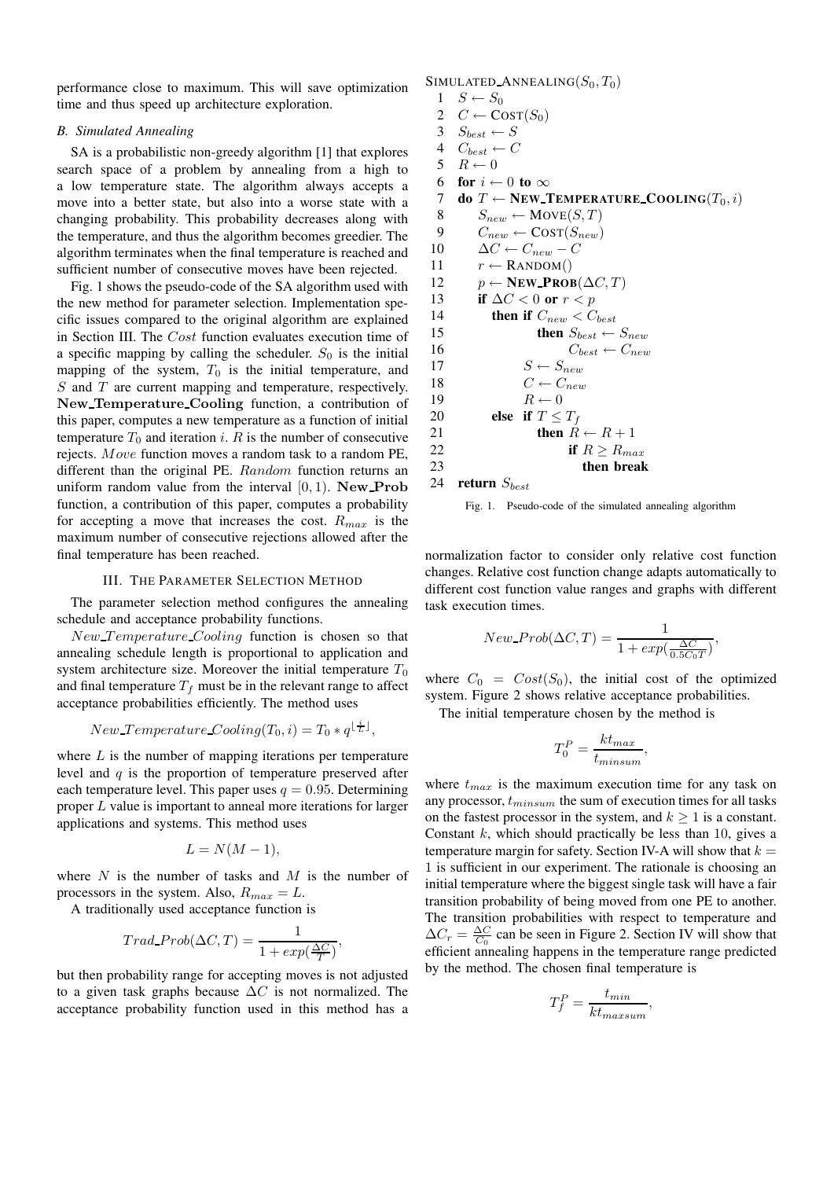performance close to maximum. This will save optimization time and thus speed up architecture exploration.

### B. Simulated Annealing

SA is a probabilistic non-greedy algorithm [1] that explores search space of a problem by annealing from a high to a low temperature state. The algorithm always accepts a move into a better state, but also into a worse state with a changing probability. This probability decreases along with the temperature, and thus the algorithm becomes greedier. The algorithm terminates when the final temperature is reached and sufficient number of consecutive moves have been rejected.

Fig. 1 shows the pseudo-code of the SA algorithm used with the new method for parameter selection. Implementation specific issues compared to the original algorithm are explained in Section III. The *Cost* function evaluates execution time of a specific mapping by calling the scheduler. $S_0$ is the initial mapping of the system, $T_0$ is the initial temperature, and $S$ and $T$ are current mapping and temperature, respectively. **New_Temperature_Cooling** function, a contribution of this paper, computes a new temperature as a function of initial temperature $T_0$ and iteration $i$. $R$ is the number of consecutive rejects. *Move* function moves a random task to a random PE, different than the original PE. *Random* function returns an uniform random value from the interval $[0, 1)$. **New_Prob** function, a contribution of this paper, computes a probability for accepting a move that increases the cost. $R_{max}$ is the maximum number of consecutive rejections allowed after the final temperature has been reached.

```
SIMULATED_ANNEALING(S_0, T_0)
 1  S ← S_0
 2  C ← COST(S_0)
 3  S_best ← S
 4  C_best ← C
 5  R ← 0
 6  for i ← 0 to ∞
 7  do T ← NEW_TEMPERATURE_COOLING(T_0, i)
 8     S_new ← MOVE(S, T)
 9     C_new ← COST(S_new)
10     ΔC ← C_new − C
11     r ← RANDOM()
12     p ← NEW_PROB(ΔC, T)
13     if ΔC < 0 or r < p
14        then if C_new < C_best
15                then S_best ← S_new
16                     C_best ← C_new
17             S ← S_new
18             C ← C_new
19             R ← 0
20        else if T ≤ T_f
21                then R ← R + 1
22                     if R ≥ R_max
23                        then break
24  return S_best
```

Fig. 1. Pseudo-code of the simulated annealing algorithm

## III. The Parameter Selection Method

The parameter selection method configures the annealing schedule and acceptance probability functions.

*New_Temperature_Cooling* function is chosen so that annealing schedule length is proportional to application and system architecture size. Moreover the initial temperature $T_0$ and final temperature $T_f$ must be in the relevant range to affect acceptance probabilities efficiently. The method uses

$$New\_Temperature\_Cooling(T_0, i) = T_0 * q^{\lfloor \frac{i}{L} \rfloor},$$

where $L$ is the number of mapping iterations per temperature level and $q$ is the proportion of temperature preserved after each temperature level. This paper uses $q = 0.95$. Determining proper $L$ value is important to anneal more iterations for larger applications and systems. This method uses

$$L = N(M - 1),$$

where $N$ is the number of tasks and $M$ is the number of processors in the system. Also, $R_{max} = L$.

A traditionally used acceptance function is

$$Trad\_Prob(\Delta C, T) = \frac{1}{1 + exp(\frac{\Delta C}{T})},$$

but then probability range for accepting moves is not adjusted to a given task graphs because $\Delta C$ is not normalized. The acceptance probability function used in this method has a normalization factor to consider only relative cost function changes. Relative cost function change adapts automatically to different cost function value ranges and graphs with different task execution times.

$$New\_Prob(\Delta C, T) = \frac{1}{1 + exp(\frac{\Delta C}{0.5 C_0 T})},$$

where $C_0 = Cost(S_0)$, the initial cost of the optimized system. Figure 2 shows relative acceptance probabilities.

The initial temperature chosen by the method is

$$T_0^P = \frac{k t_{max}}{t_{minsum}},$$

where $t_{max}$ is the maximum execution time for any task on any processor, $t_{minsum}$ the sum of execution times for all tasks on the fastest processor in the system, and $k \geq 1$ is a constant. Constant $k$, which should practically be less than 10, gives a temperature margin for safety. Section IV-A will show that $k = 1$ is sufficient in our experiment. The rationale is choosing an initial temperature where the biggest single task will have a fair transition probability of being moved from one PE to another. The transition probabilities with respect to temperature and $\Delta C_r = \frac{\Delta C}{C_0}$ can be seen in Figure 2. Section IV will show that efficient annealing happens in the temperature range predicted by the method. The chosen final temperature is

$$T_f^P = \frac{t_{min}}{k t_{maxsum}},$$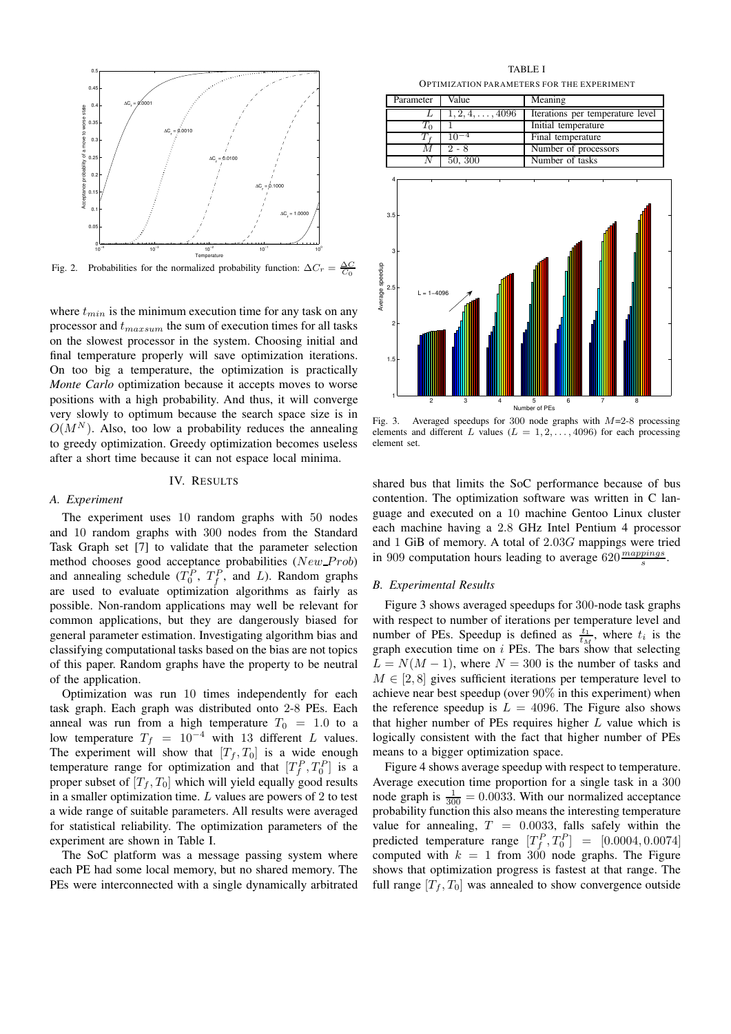Fig. 2. Probabilities for the normalized probability function: $\Delta C_r = \frac{\Delta C}{C_0}$

where $t_{min}$ is the minimum execution time for any task on any processor and $t_{maxsum}$ the sum of execution times for all tasks on the slowest processor in the system. Choosing initial and final temperature properly will save optimization iterations. On too big a temperature, the optimization is practically *Monte Carlo* optimization because it accepts moves to worse positions with a high probability. And thus, it will converge very slowly to optimum because the search space size is in $O(M^N)$. Also, too low a probability reduces the annealing to greedy optimization. Greedy optimization becomes useless after a short time because it can not espace local minima.

## IV. Results

### A. Experiment

The experiment uses 10 random graphs with 50 nodes and 10 random graphs with 300 nodes from the Standard Task Graph set [7] to validate that the parameter selection method chooses good acceptance probabilities ($New\_Prob$) and annealing schedule ($T_0^P$, $T_f^P$, and $L$). Random graphs are used to evaluate optimization algorithms as fairly as possible. Non-random applications may well be relevant for common applications, but they are dangerously biased for general parameter estimation. Investigating algorithm bias and classifying computational tasks based on the bias are not topics of this paper. Random graphs have the property to be neutral of the application.

Optimization was run 10 times independently for each task graph. Each graph was distributed onto 2-8 PEs. Each anneal was run from a high temperature $T_0 = 1.0$ to a low temperature $T_f = 10^{-4}$ with 13 different $L$ values. The experiment will show that $[T_f, T_0]$ is a wide enough temperature range for optimization and that $[T_f^P, T_0^P]$ is a proper subset of $[T_f, T_0]$ which will yield equally good results in a smaller optimization time. $L$ values are powers of 2 to test a wide range of suitable parameters. All results were averaged for statistical reliability. The optimization parameters of the experiment are shown in Table I.

The SoC platform was a message passing system where each PE had some local memory, but no shared memory. The PEs were interconnected with a single dynamically arbitrated shared bus that limits the SoC performance because of bus contention. The optimization software was written in C language and executed on a 10 machine Gentoo Linux cluster each machine having a 2.8 GHz Intel Pentium 4 processor and 1 GiB of memory. A total of $2.03G$ mappings were tried in 909 computation hours leading to average $620 \frac{mappings}{s}$.

TABLE I

Optimization parameters for the experiment

| Parameter | Value | Meaning |
|---|---|---|
| $L$ | $1, 2, 4, \ldots, 4096$ | Iterations per temperature level |
| $T_0$ | 1 | Initial temperature |
| $T_f$ | $10^{-4}$ | Final temperature |
| $M$ | 2 - 8 | Number of processors |
| $N$ | 50, 300 | Number of tasks |

Fig. 3. Averaged speedups for 300 node graphs with $M$=2-8 processing elements and different $L$ values ($L = 1, 2, \ldots, 4096$) for each processing element set.

### B. Experimental Results

Figure 3 shows averaged speedups for 300-node task graphs with respect to number of iterations per temperature level and number of PEs. Speedup is defined as $\frac{t_1}{t_M}$, where $t_i$ is the graph execution time on $i$ PEs. The bars show that selecting $L = N(M-1)$, where $N = 300$ is the number of tasks and $M \in [2, 8]$ gives sufficient iterations per temperature level to achieve near best speedup (over 90% in this experiment) when the reference speedup is $L = 4096$. The Figure also shows that higher number of PEs requires higher $L$ value which is logically consistent with the fact that higher number of PEs means to a bigger optimization space.

Figure 4 shows average speedup with respect to temperature. Average execution time proportion for a single task in a 300 node graph is $\frac{1}{300} = 0.0033$. With our normalized acceptance probability function this also means the interesting temperature value for annealing, $T = 0.0033$, falls safely within the predicted temperature range $[T_f^P, T_0^P] = [0.0004, 0.0074]$ computed with $k = 1$ from 300 node graphs. The Figure shows that optimization progress is fastest at that range. The full range $[T_f, T_0]$ was annealed to show convergence outside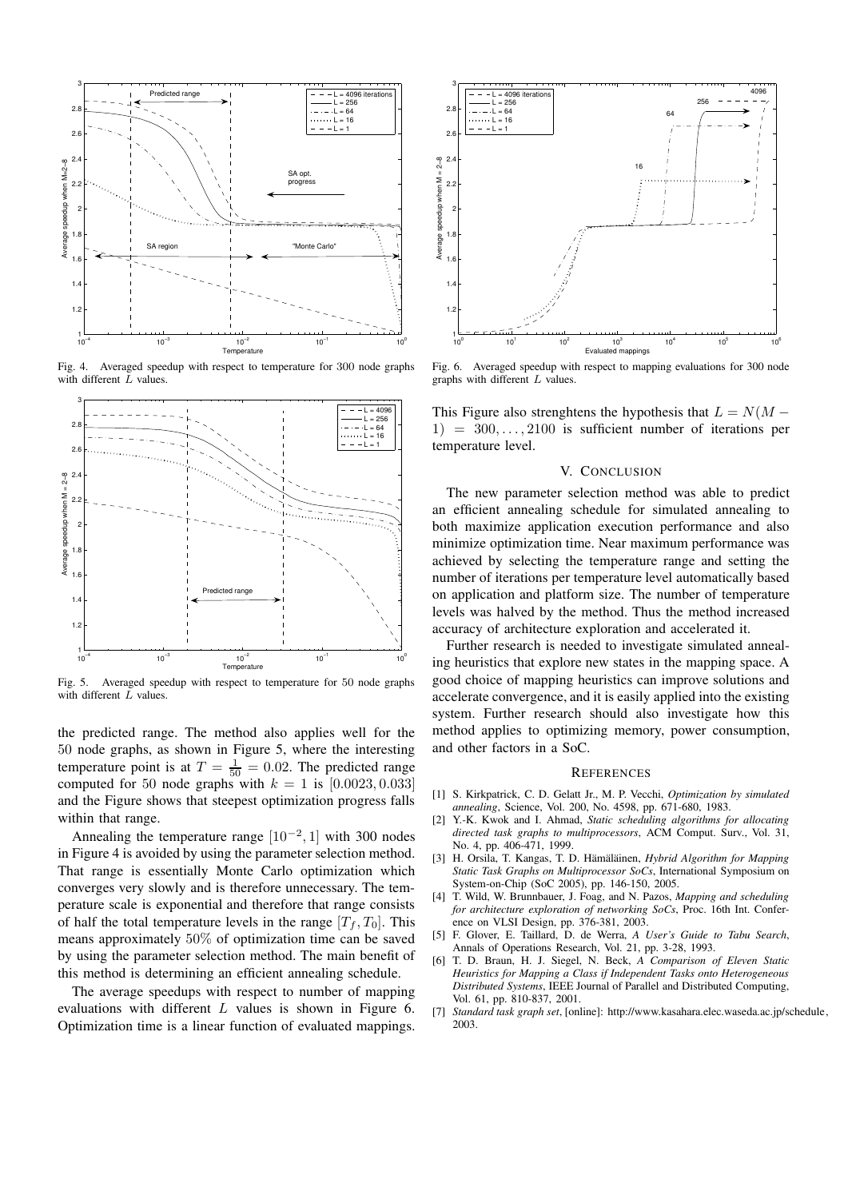Predicted range

L = 4096 iterations
L = 256
L = 64
L = 16
L = 1

SA opt. progress

SA region

"Monte Carlo"

Average speedup when M=2–8

Temperature

Fig. 4. Averaged speedup with respect to temperature for 300 node graphs with different $L$ values.

L = 4096
L = 256
L = 64
L = 16
L = 1

Predicted range

Average speedup when M = 2–8

Temperature

Fig. 5. Averaged speedup with respect to temperature for 50 node graphs with different $L$ values.

the predicted range. The method also applies well for the 50 node graphs, as shown in Figure 5, where the interesting temperature point is at $T = \frac{1}{50} = 0.02$. The predicted range computed for 50 node graphs with $k = 1$ is $[0.0023, 0.033]$ and the Figure shows that steepest optimization progress falls within that range.

Annealing the temperature range $[10^{-2}, 1]$ with 300 nodes in Figure 4 is avoided by using the parameter selection method. That range is essentially Monte Carlo optimization which converges very slowly and is therefore unnecessary. The temperature scale is exponential and therefore that range consists of half the total temperature levels in the range $[T_f, T_0]$. This means approximately 50% of optimization time can be saved by using the parameter selection method. The main benefit of this method is determining an efficient annealing schedule.

The average speedups with respect to number of mapping evaluations with different $L$ values is shown in Figure 6. Optimization time is a linear function of evaluated mappings.

L = 4096 iterations
L = 256
L = 64
L = 16
L = 1

4096
256
64
16

Average speedup when M = 2–8

Evaluated mappings

Fig. 6. Averaged speedup with respect to mapping evaluations for 300 node graphs with different $L$ values.

This Figure also strenghtens the hypothesis that $L = N(M-1) = 300, \ldots, 2100$ is sufficient number of iterations per temperature level.

## V. Conclusion

The new parameter selection method was able to predict an efficient annealing schedule for simulated annealing to both maximize application execution performance and also minimize optimization time. Near maximum performance was achieved by selecting the temperature range and setting the number of iterations per temperature level automatically based on application and platform size. The number of temperature levels was halved by the method. Thus the method increased accuracy of architecture exploration and accelerated it.

Further research is needed to investigate simulated annealing heuristics that explore new states in the mapping space. A good choice of mapping heuristics can improve solutions and accelerate convergence, and it is easily applied into the existing system. Further research should also investigate how this method applies to optimizing memory, power consumption, and other factors in a SoC.

## References

[1] S. Kirkpatrick, C. D. Gelatt Jr., M. P. Vecchi, *Optimization by simulated annealing*, Science, Vol. 200, No. 4598, pp. 671-680, 1983.

[2] Y.-K. Kwok and I. Ahmad, *Static scheduling algorithms for allocating directed task graphs to multiprocessors*, ACM Comput. Surv., Vol. 31, No. 4, pp. 406-471, 1999.

[3] H. Orsila, T. Kangas, T. D. Hämäläinen, *Hybrid Algorithm for Mapping Static Task Graphs on Multiprocessor SoCs*, International Symposium on System-on-Chip (SoC 2005), pp. 146-150, 2005.

[4] T. Wild, W. Brunnbauer, J. Foag, and N. Pazos, *Mapping and scheduling for architecture exploration of networking SoCs*, Proc. 16th Int. Conference on VLSI Design, pp. 376-381, 2003.

[5] F. Glover, E. Taillard, D. de Werra, *A User's Guide to Tabu Search*, Annals of Operations Research, Vol. 21, pp. 3-28, 1993.

[6] T. D. Braun, H. J. Siegel, N. Beck, *A Comparison of Eleven Static Heuristics for Mapping a Class if Independent Tasks onto Heterogeneous Distributed Systems*, IEEE Journal of Parallel and Distributed Computing, Vol. 61, pp. 810-837, 2001.

[7] *Standard task graph set*, [online]: http://www.kasahara.elec.waseda.ac.jp/schedule, 2003.